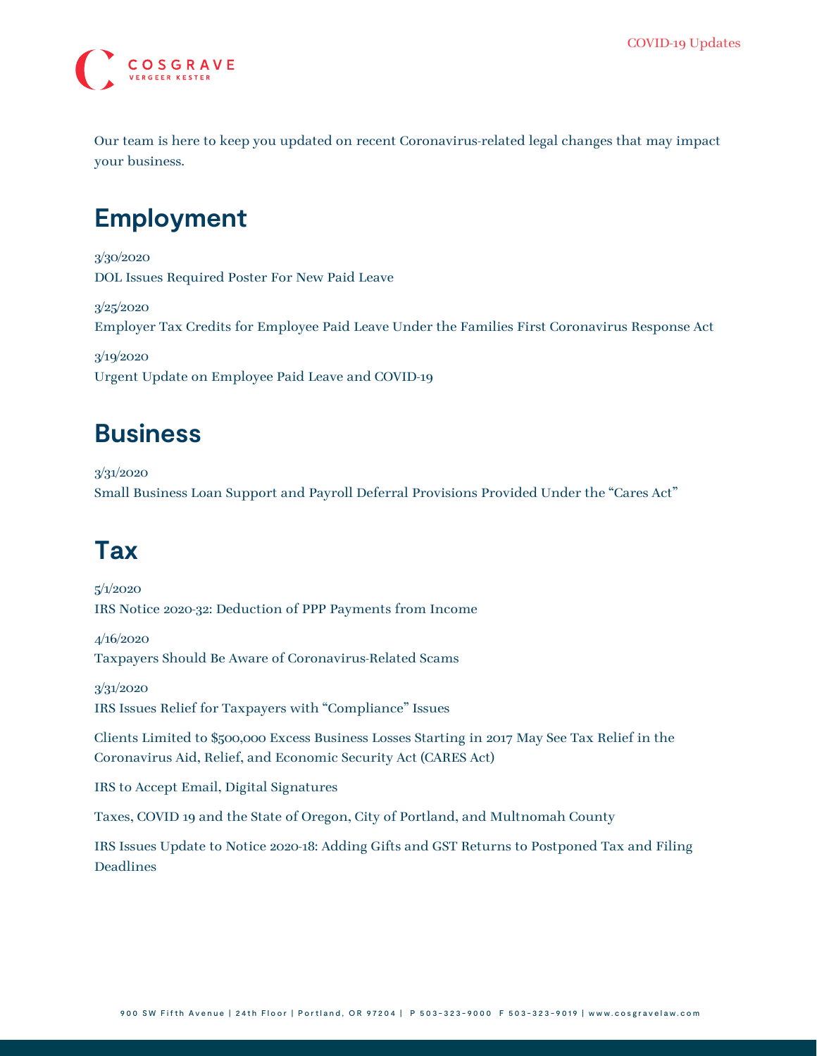Our team is here to keep you updated on recent Coronavirus-related legal changes that may impact your business.

## Employment

3/30/2020
DOL Issues Required Poster For New Paid Leave

3/25/2020
Employer Tax Credits for Employee Paid Leave Under the Families First Coronavirus Response Act

3/19/2020
Urgent Update on Employee Paid Leave and COVID-19

## Business

3/31/2020
Small Business Loan Support and Payroll Deferral Provisions Provided Under the "Cares Act"

## Tax

5/1/2020
IRS Notice 2020-32: Deduction of PPP Payments from Income

4/16/2020
Taxpayers Should Be Aware of Coronavirus-Related Scams

3/31/2020
IRS Issues Relief for Taxpayers with "Compliance" Issues

Clients Limited to $500,000 Excess Business Losses Starting in 2017 May See Tax Relief in the Coronavirus Aid, Relief, and Economic Security Act (CARES Act)

IRS to Accept Email, Digital Signatures

Taxes, COVID 19 and the State of Oregon, City of Portland, and Multnomah County

IRS Issues Update to Notice 2020-18: Adding Gifts and GST Returns to Postponed Tax and Filing Deadlines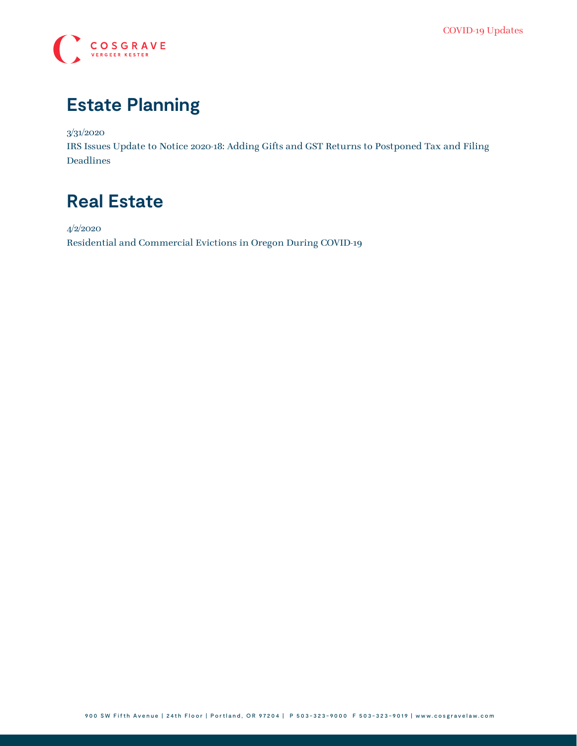## Estate Planning

3/31/2020

IRS Issues Update to Notice 2020-18: Adding Gifts and GST Returns to Postponed Tax and Filing Deadlines

## Real Estate

4/2/2020

Residential and Commercial Evictions in Oregon During COVID-19